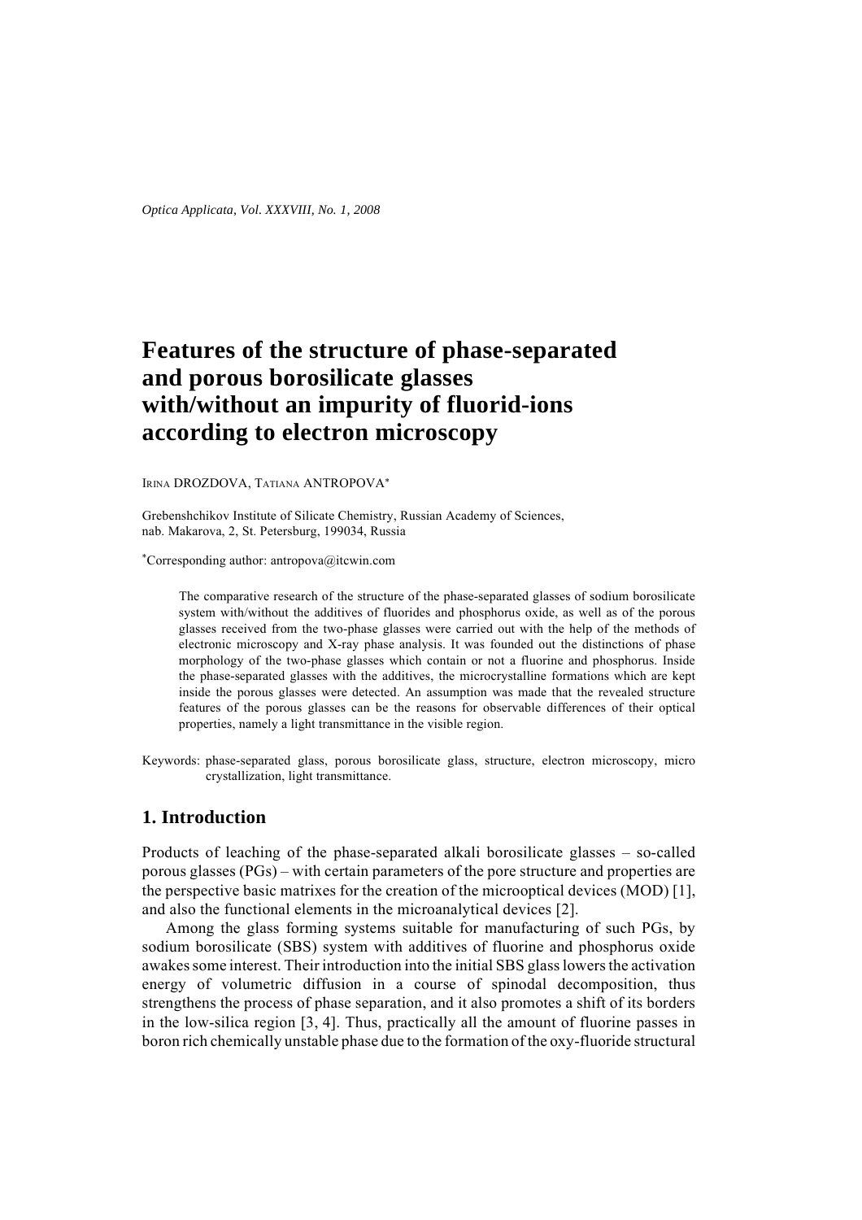# Features of the structure of phase-separated and porous borosilicate glasses with/without an impurity of fluorid-ions according to electron microscopy

IRINA DROZDOVA, TATIANA ANTROPOVA*

Grebenshchikov Institute of Silicate Chemistry, Russian Academy of Sciences, nab. Makarova, 2, St. Petersburg, 199034, Russia

*Corresponding author: antropova@itcwin.com

The comparative research of the structure of the phase-separated glasses of sodium borosilicate system with/without the additives of fluorides and phosphorus oxide, as well as of the porous glasses received from the two-phase glasses were carried out with the help of the methods of electronic microscopy and X-ray phase analysis. It was founded out the distinctions of phase morphology of the two-phase glasses which contain or not a fluorine and phosphorus. Inside the phase-separated glasses with the additives, the microcrystalline formations which are kept inside the porous glasses were detected. An assumption was made that the revealed structure features of the porous glasses can be the reasons for observable differences of their optical properties, namely a light transmittance in the visible region.

Keywords: phase-separated glass, porous borosilicate glass, structure, electron microscopy, micro crystallization, light transmittance.

## 1. Introduction

Products of leaching of the phase-separated alkali borosilicate glasses – so-called porous glasses (PGs) – with certain parameters of the pore structure and properties are the perspective basic matrixes for the creation of the microoptical devices (MOD) [1], and also the functional elements in the microanalytical devices [2].

Among the glass forming systems suitable for manufacturing of such PGs, by sodium borosilicate (SBS) system with additives of fluorine and phosphorus oxide awakes some interest. Their introduction into the initial SBS glass lowers the activation energy of volumetric diffusion in a course of spinodal decomposition, thus strengthens the process of phase separation, and it also promotes a shift of its borders in the low-silica region [3, 4]. Thus, practically all the amount of fluorine passes in boron rich chemically unstable phase due to the formation of the oxy-fluoride structural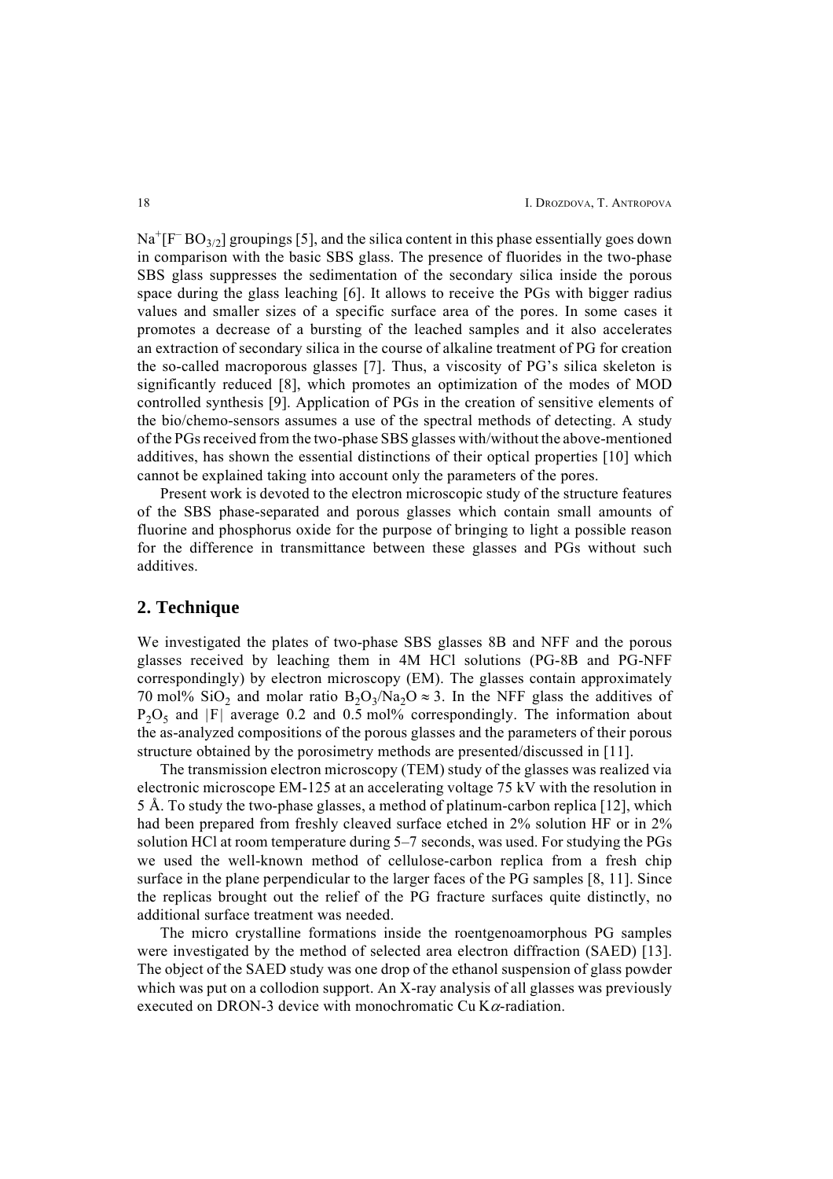$Na^+[F^- BO_{3/2}]$ groupings [5], and the silica content in this phase essentially goes down in comparison with the basic SBS glass. The presence of fluorides in the two-phase SBS glass suppresses the sedimentation of the secondary silica inside the porous space during the glass leaching [6]. It allows to receive the PGs with bigger radius values and smaller sizes of a specific surface area of the pores. In some cases it promotes a decrease of a bursting of the leached samples and it also accelerates an extraction of secondary silica in the course of alkaline treatment of PG for creation the so-called macroporous glasses [7]. Thus, a viscosity of PG's silica skeleton is significantly reduced [8], which promotes an optimization of the modes of MOD controlled synthesis [9]. Application of PGs in the creation of sensitive elements of the bio/chemo-sensors assumes a use of the spectral methods of detecting. A study of the PGs received from the two-phase SBS glasses with/without the above-mentioned additives, has shown the essential distinctions of their optical properties [10] which cannot be explained taking into account only the parameters of the pores.

Present work is devoted to the electron microscopic study of the structure features of the SBS phase-separated and porous glasses which contain small amounts of fluorine and phosphorus oxide for the purpose of bringing to light a possible reason for the difference in transmittance between these glasses and PGs without such additives.

## 2. Technique

We investigated the plates of two-phase SBS glasses 8B and NFF and the porous glasses received by leaching them in 4M HCl solutions (PG-8B and PG-NFF correspondingly) by electron microscopy (EM). The glasses contain approximately 70 mol% $SiO_2$ and molar ratio $B_2O_3/Na_2O \approx 3$. In the NFF glass the additives of $P_2O_5$ and $|F|$ average 0.2 and 0.5 mol% correspondingly. The information about the as-analyzed compositions of the porous glasses and the parameters of their porous structure obtained by the porosimetry methods are presented/discussed in [11].

The transmission electron microscopy (TEM) study of the glasses was realized via electronic microscope EM-125 at an accelerating voltage 75 kV with the resolution in 5 Å. To study the two-phase glasses, a method of platinum-carbon replica [12], which had been prepared from freshly cleaved surface etched in 2% solution HF or in 2% solution HCl at room temperature during 5–7 seconds, was used. For studying the PGs we used the well-known method of cellulose-carbon replica from a fresh chip surface in the plane perpendicular to the larger faces of the PG samples [8, 11]. Since the replicas brought out the relief of the PG fracture surfaces quite distinctly, no additional surface treatment was needed.

The micro crystalline formations inside the roentgenoamorphous PG samples were investigated by the method of selected area electron diffraction (SAED) [13]. The object of the SAED study was one drop of the ethanol suspension of glass powder which was put on a collodion support. An X-ray analysis of all glasses was previously executed on DRON-3 device with monochromatic Cu K$\alpha$-radiation.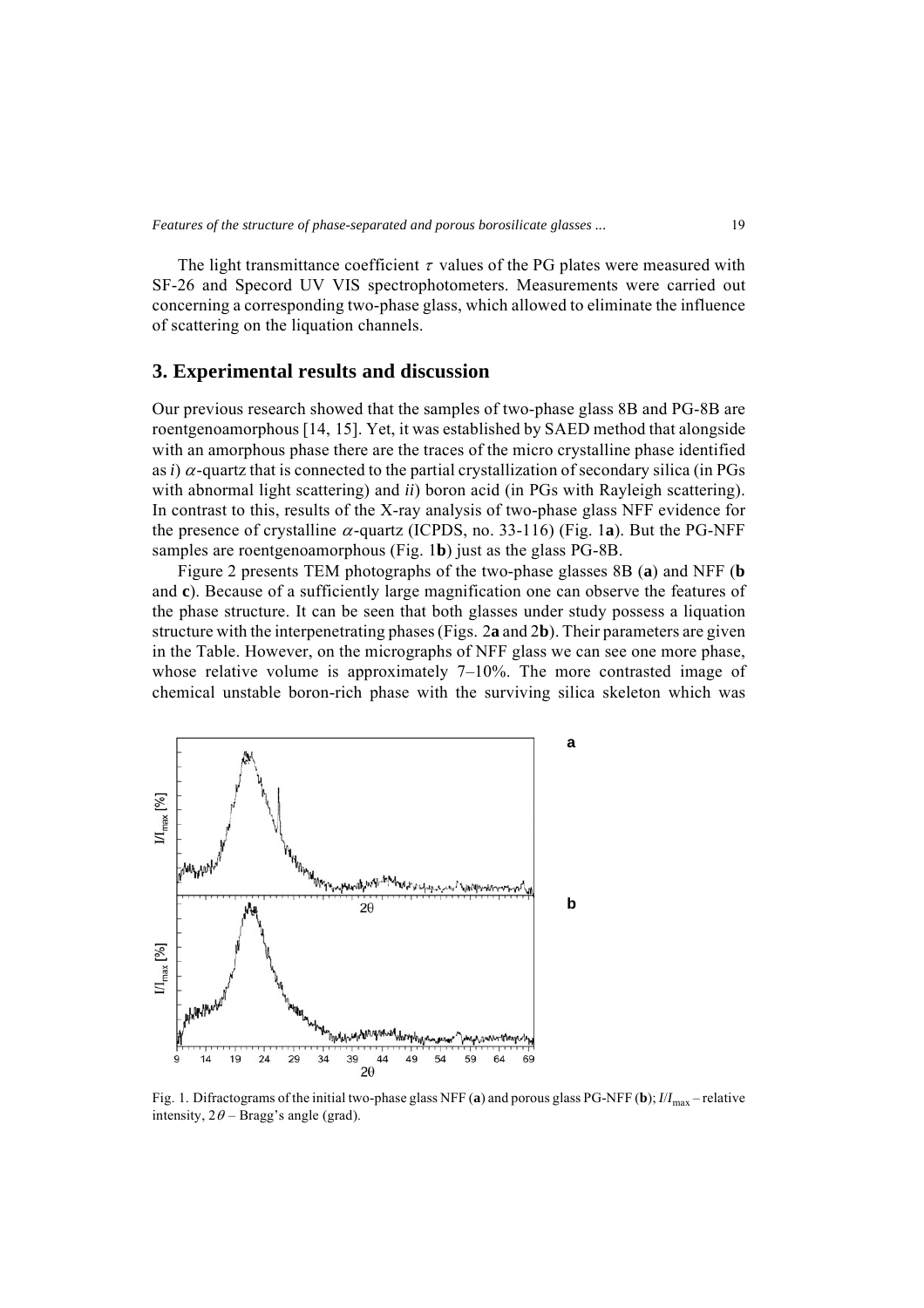The light transmittance coefficient $\tau$ values of the PG plates were measured with SF-26 and Specord UV VIS spectrophotometers. Measurements were carried out concerning a corresponding two-phase glass, which allowed to eliminate the influence of scattering on the liquation channels.

## 3. Experimental results and discussion

Our previous research showed that the samples of two-phase glass 8B and PG-8B are roentgenoamorphous [14, 15]. Yet, it was established by SAED method that alongside with an amorphous phase there are the traces of the micro crystalline phase identified as *i*) $\alpha$-quartz that is connected to the partial crystallization of secondary silica (in PGs with abnormal light scattering) and *ii*) boron acid (in PGs with Rayleigh scattering). In contrast to this, results of the X-ray analysis of two-phase glass NFF evidence for the presence of crystalline $\alpha$-quartz (ICPDS, no. 33-116) (Fig. 1**a**). But the PG-NFF samples are roentgenoamorphous (Fig. 1**b**) just as the glass PG-8B.

Figure 2 presents TEM photographs of the two-phase glasses 8B (**a**) and NFF (**b** and **c**). Because of a sufficiently large magnification one can observe the features of the phase structure. It can be seen that both glasses under study possess a liquation structure with the interpenetrating phases (Figs. 2**a** and 2**b**). Their parameters are given in the Table. However, on the micrographs of NFF glass we can see one more phase, whose relative volume is approximately 7–10%. The more contrasted image of chemical unstable boron-rich phase with the surviving silica skeleton which was

Fig. 1. Difractograms of the initial two-phase glass NFF (**a**) and porous glass PG-NFF (**b**); $I/I_{max}$ – relative intensity, $2\theta$ – Bragg's angle (grad).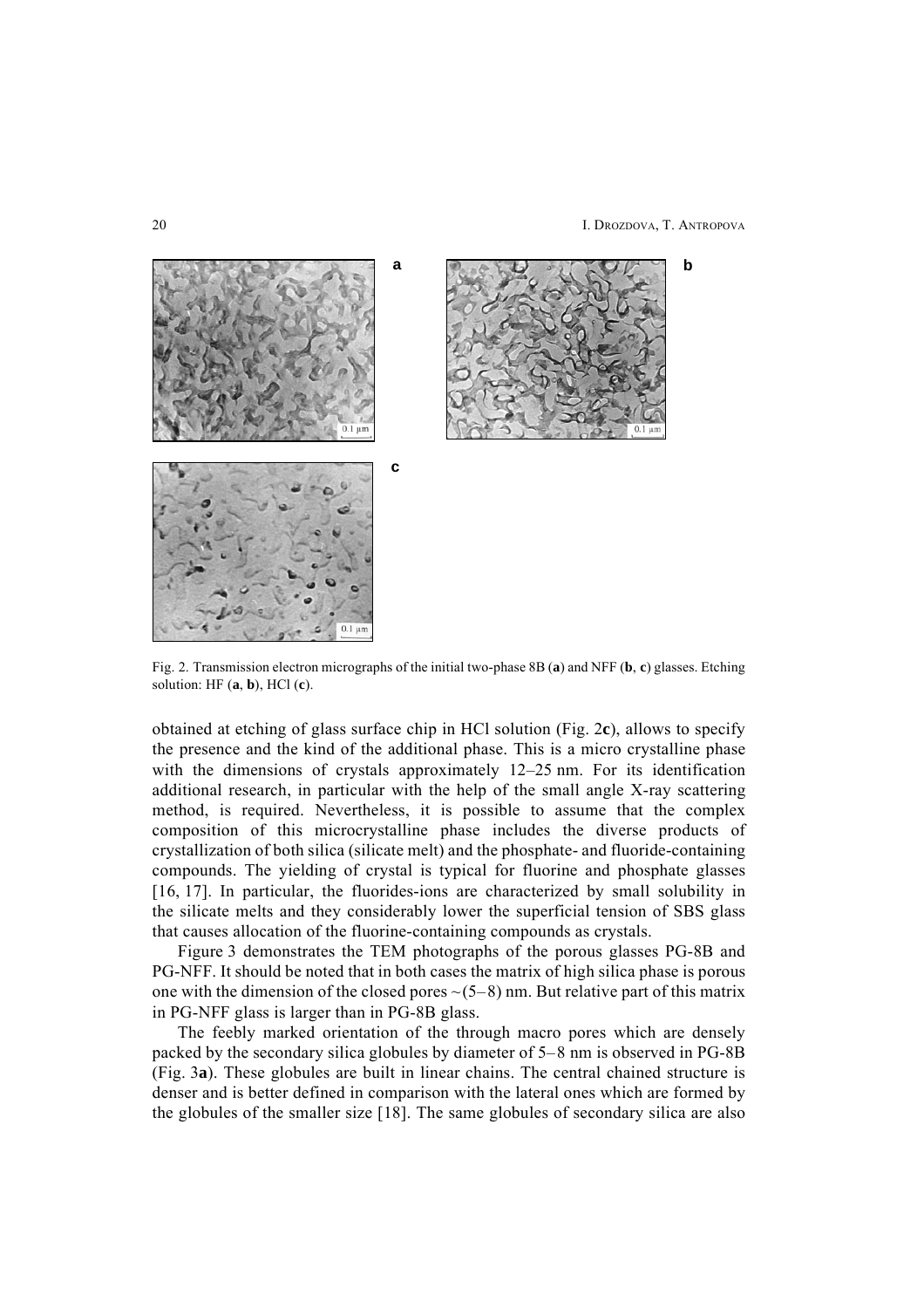Fig. 2. Transmission electron micrographs of the initial two-phase 8B (**a**) and NFF (**b**, **c**) glasses. Etching solution: HF (**a**, **b**), HCl (**c**).

obtained at etching of glass surface chip in HCl solution (Fig. 2**c**), allows to specify the presence and the kind of the additional phase. This is a micro crystalline phase with the dimensions of crystals approximately 12–25 nm. For its identification additional research, in particular with the help of the small angle X-ray scattering method, is required. Nevertheless, it is possible to assume that the complex composition of this microcrystalline phase includes the diverse products of crystallization of both silica (silicate melt) and the phosphate- and fluoride-containing compounds. The yielding of crystal is typical for fluorine and phosphate glasses [16, 17]. In particular, the fluorides-ions are characterized by small solubility in the silicate melts and they considerably lower the superficial tension of SBS glass that causes allocation of the fluorine-containing compounds as crystals.

Figure 3 demonstrates the TEM photographs of the porous glasses PG-8B and PG-NFF. It should be noted that in both cases the matrix of high silica phase is porous one with the dimension of the closed pores ~(5–8) nm. But relative part of this matrix in PG-NFF glass is larger than in PG-8B glass.

The feebly marked orientation of the through macro pores which are densely packed by the secondary silica globules by diameter of 5–8 nm is observed in PG-8B (Fig. 3**a**). These globules are built in linear chains. The central chained structure is denser and is better defined in comparison with the lateral ones which are formed by the globules of the smaller size [18]. The same globules of secondary silica are also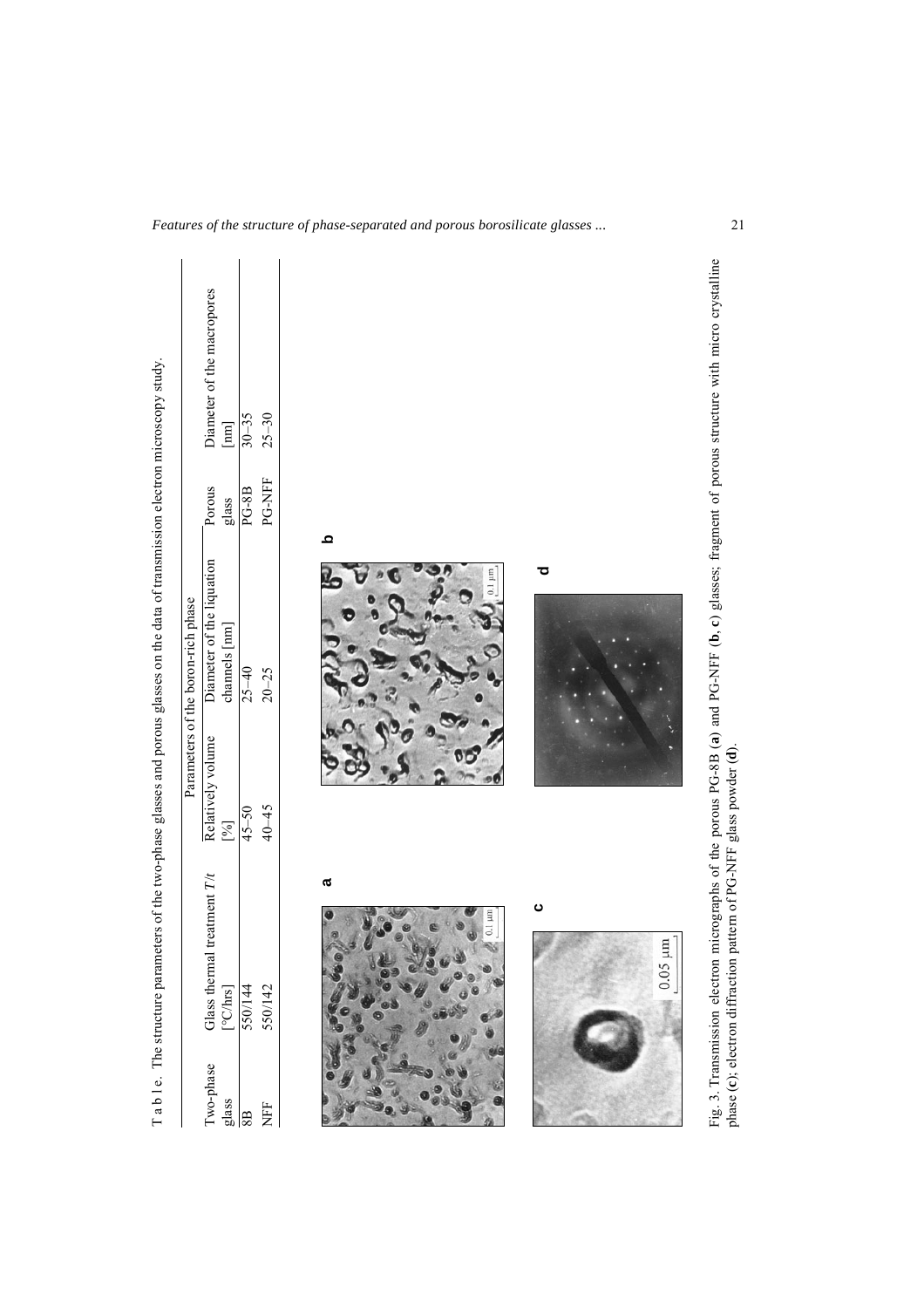T a b l e. The structure parameters of the two-phase glasses and porous glasses on the data of transmission electron microscopy study.

| Two-phase glass | Glass thermal treatment $T/t$ [°C/hrs] | Parameters of the boron-rich phase | | Porous glass | Diameter of the macropores [nm] |
|---|---|---|---|---|---|
| | | Relatively volume [%] | Diameter of the liquation channels [nm] | | |
| 8B | 550/144 | 45–50 | 25–40 | PG-8B | 30–35 |
| NFF | 550/142 | 40–45 | 20–25 | PG-NFF | 25–30 |

Fig. 3. Transmission electron micrographs of the porous PG-8B (**a**) and PG-NFF (**b**, **c**) glasses; fragment of porous structure with micro crystalline phase (**c**); electron diffraction pattern of PG-NFF glass powder (**d**).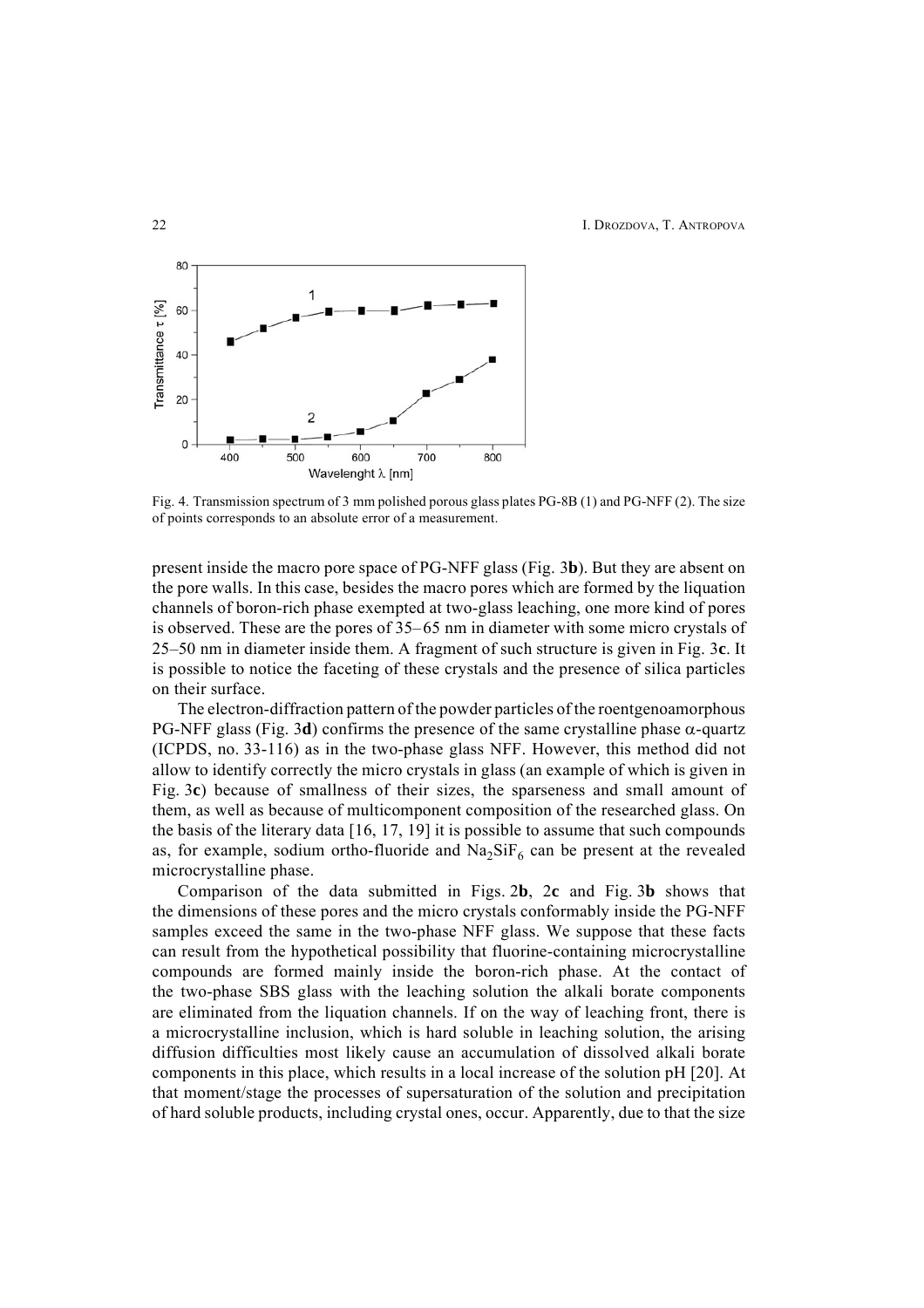Fig. 4. Transmission spectrum of 3 mm polished porous glass plates PG-8B (1) and PG-NFF (2). The size of points corresponds to an absolute error of a measurement.

present inside the macro pore space of PG-NFF glass (Fig. 3**b**). But they are absent on the pore walls. In this case, besides the macro pores which are formed by the liquation channels of boron-rich phase exempted at two-glass leaching, one more kind of pores is observed. These are the pores of 35–65 nm in diameter with some micro crystals of 25–50 nm in diameter inside them. A fragment of such structure is given in Fig. 3**c**. It is possible to notice the faceting of these crystals and the presence of silica particles on their surface.

The electron-diffraction pattern of the powder particles of the roentgenoamorphous PG-NFF glass (Fig. 3**d**) confirms the presence of the same crystalline phase $\alpha$-quartz (ICPDS, no. 33-116) as in the two-phase glass NFF. However, this method did not allow to identify correctly the micro crystals in glass (an example of which is given in Fig. 3**c**) because of smallness of their sizes, the sparseness and small amount of them, as well as because of multicomponent composition of the researched glass. On the basis of the literary data [16, 17, 19] it is possible to assume that such compounds as, for example, sodium ortho-fluoride and $Na_2SiF_6$ can be present at the revealed microcrystalline phase.

Comparison of the data submitted in Figs. 2**b**, 2**c** and Fig. 3**b** shows that the dimensions of these pores and the micro crystals conformably inside the PG-NFF samples exceed the same in the two-phase NFF glass. We suppose that these facts can result from the hypothetical possibility that fluorine-containing microcrystalline compounds are formed mainly inside the boron-rich phase. At the contact of the two-phase SBS glass with the leaching solution the alkali borate components are eliminated from the liquation channels. If on the way of leaching front, there is a microcrystalline inclusion, which is hard soluble in leaching solution, the arising diffusion difficulties most likely cause an accumulation of dissolved alkali borate components in this place, which results in a local increase of the solution pH [20]. At that moment/stage the processes of supersaturation of the solution and precipitation of hard soluble products, including crystal ones, occur. Apparently, due to that the size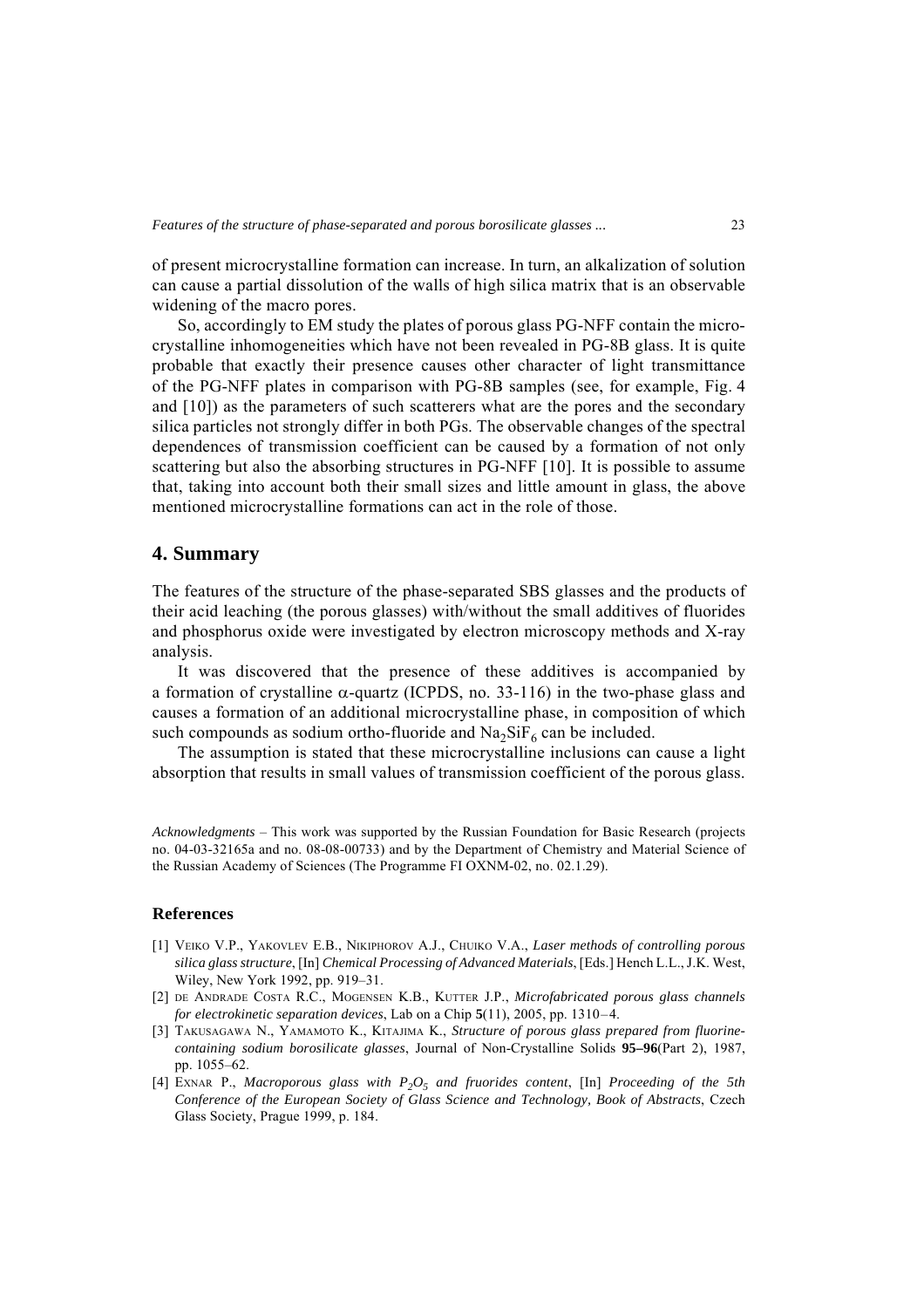of present microcrystalline formation can increase. In turn, an alkalization of solution can cause a partial dissolution of the walls of high silica matrix that is an observable widening of the macro pores.

So, accordingly to EM study the plates of porous glass PG-NFF contain the microcrystalline inhomogeneities which have not been revealed in PG-8B glass. It is quite probable that exactly their presence causes other character of light transmittance of the PG-NFF plates in comparison with PG-8B samples (see, for example, Fig. 4 and [10]) as the parameters of such scatterers what are the pores and the secondary silica particles not strongly differ in both PGs. The observable changes of the spectral dependences of transmission coefficient can be caused by a formation of not only scattering but also the absorbing structures in PG-NFF [10]. It is possible to assume that, taking into account both their small sizes and little amount in glass, the above mentioned microcrystalline formations can act in the role of those.

## 4. Summary

The features of the structure of the phase-separated SBS glasses and the products of their acid leaching (the porous glasses) with/without the small additives of fluorides and phosphorus oxide were investigated by electron microscopy methods and X-ray analysis.

It was discovered that the presence of these additives is accompanied by a formation of crystalline $\alpha$-quartz (ICPDS, no. 33-116) in the two-phase glass and causes a formation of an additional microcrystalline phase, in composition of which such compounds as sodium ortho-fluoride and $Na_2SiF_6$ can be included.

The assumption is stated that these microcrystalline inclusions can cause a light absorption that results in small values of transmission coefficient of the porous glass.

*Acknowledgments* – This work was supported by the Russian Foundation for Basic Research (projects no. 04-03-32165a and no. 08-08-00733) and by the Department of Chemistry and Material Science of the Russian Academy of Sciences (The Programme FI OXNM-02, no. 02.1.29).

### References

[1] Veiko V.P., Yakovlev E.B., Nikiphorov A.J., Chuiko V.A., *Laser methods of controlling porous silica glass structure*, [In] *Chemical Processing of Advanced Materials*, [Eds.] Hench L.L., J.K. West, Wiley, New York 1992, pp. 919–31.

[2] de Andrade Costa R.C., Mogensen K.B., Kutter J.P., *Microfabricated porous glass channels for electrokinetic separation devices*, Lab on a Chip **5**(11), 2005, pp. 1310–4.

[3] Takusagawa N., Yamamoto K., Kitajima K., *Structure of porous glass prepared from fluorine-containing sodium borosilicate glasses*, Journal of Non-Crystalline Solids **95–96**(Part 2), 1987, pp. 1055–62.

[4] Exnar P., *Macroporous glass with $P_2O_5$ and fruorides content*, [In] *Proceeding of the 5th Conference of the European Society of Glass Science and Technology, Book of Abstracts*, Czech Glass Society, Prague 1999, p. 184.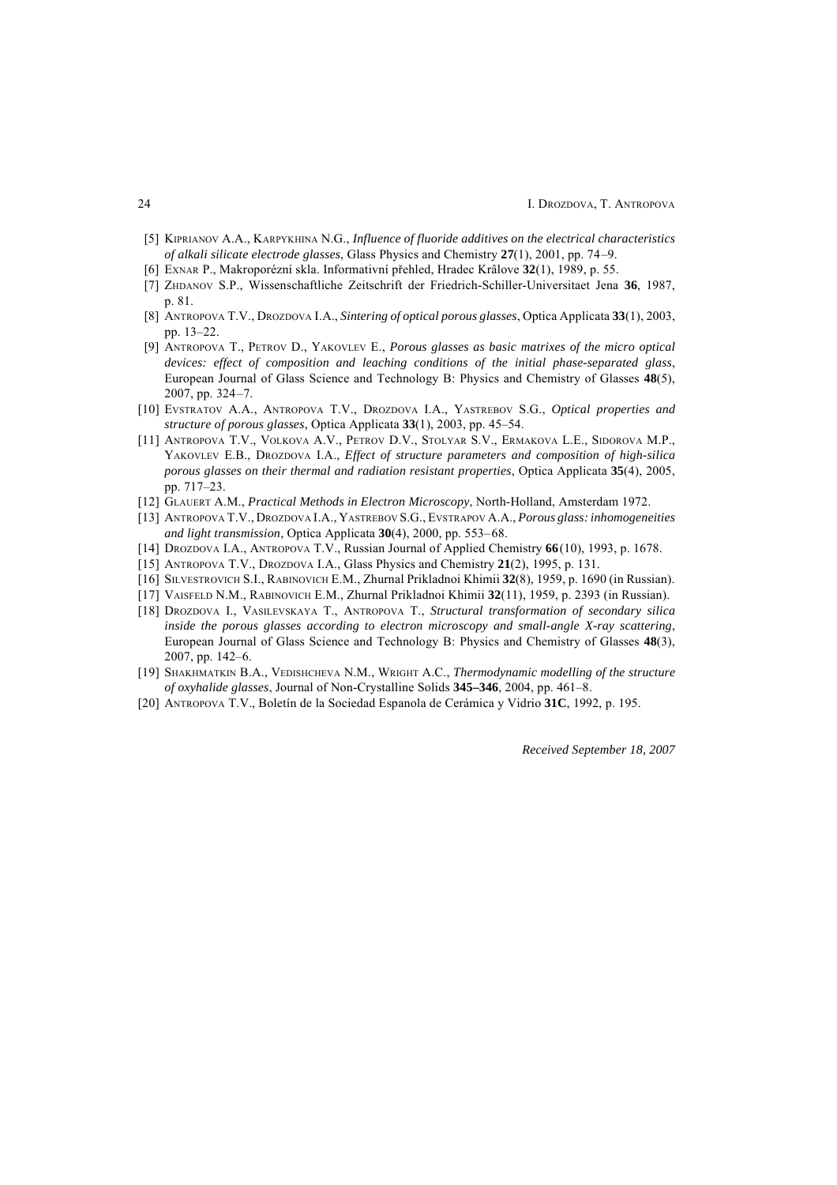[5] Kiprianov A.A., Karpykhina N.G., *Influence of fluoride additives on the electrical characteristics of alkali silicate electrode glasses*, Glass Physics and Chemistry **27**(1), 2001, pp. 74–9.

[6] Exnar P., Makroporézní skla. Informativní přehled, Hradec Krâlove **32**(1), 1989, p. 55.

[7] Zhdanov S.P., Wissenschaftliche Zeitschrift der Friedrich-Schiller-Universitaet Jena **36**, 1987, p. 81.

[8] Antropova T.V., Drozdova I.A., *Sintering of optical porous glasses*, Optica Applicata **33**(1), 2003, pp. 13–22.

[9] Antropova T., Petrov D., Yakovlev E., *Porous glasses as basic matrixes of the micro optical devices: effect of composition and leaching conditions of the initial phase-separated glass*, European Journal of Glass Science and Technology B: Physics and Chemistry of Glasses **48**(5), 2007, pp. 324–7.

[10] Evstratov A.A., Antropova T.V., Drozdova I.A., Yastrebov S.G., *Optical properties and structure of porous glasses*, Optica Applicata **33**(1), 2003, pp. 45–54.

[11] Antropova T.V., Volkova A.V., Petrov D.V., Stolyar S.V., Ermakova L.E., Sidorova M.P., Yakovlev E.B., Drozdova I.A., *Effect of structure parameters and composition of high-silica porous glasses on their thermal and radiation resistant properties*, Optica Applicata **35**(4), 2005, pp. 717–23.

[12] Glauert A.M., *Practical Methods in Electron Microscopy*, North-Holland, Amsterdam 1972.

[13] Antropova T.V., Drozdova I.A., Yastrebov S.G., Evstrapov A.A., *Porous glass: inhomogeneities and light transmission*, Optica Applicata **30**(4), 2000, pp. 553–68.

[14] Drozdova I.A., Antropova T.V., Russian Journal of Applied Chemistry **66**(10), 1993, p. 1678.

[15] Antropova T.V., Drozdova I.A., Glass Physics and Chemistry **21**(2), 1995, p. 131.

[16] Silvestrovich S.I., Rabinovich E.M., Zhurnal Prikladnoi Khimii **32**(8), 1959, p. 1690 (in Russian).

[17] Vaisfeld N.M., Rabinovich E.M., Zhurnal Prikladnoi Khimii **32**(11), 1959, p. 2393 (in Russian).

[18] Drozdova I., Vasilevskaya T., Antropova T., *Structural transformation of secondary silica inside the porous glasses according to electron microscopy and small-angle X-ray scattering*, European Journal of Glass Science and Technology B: Physics and Chemistry of Glasses **48**(3), 2007, pp. 142–6.

[19] Shakhmatkin B.A., Vedishcheva N.M., Wright A.C., *Thermodynamic modelling of the structure of oxyhalide glasses*, Journal of Non-Crystalline Solids **345–346**, 2004, pp. 461–8.

[20] Antropova T.V., Boletín de la Sociedad Espanola de Cerámica y Vidrio **31C**, 1992, p. 195.

*Received September 18, 2007*